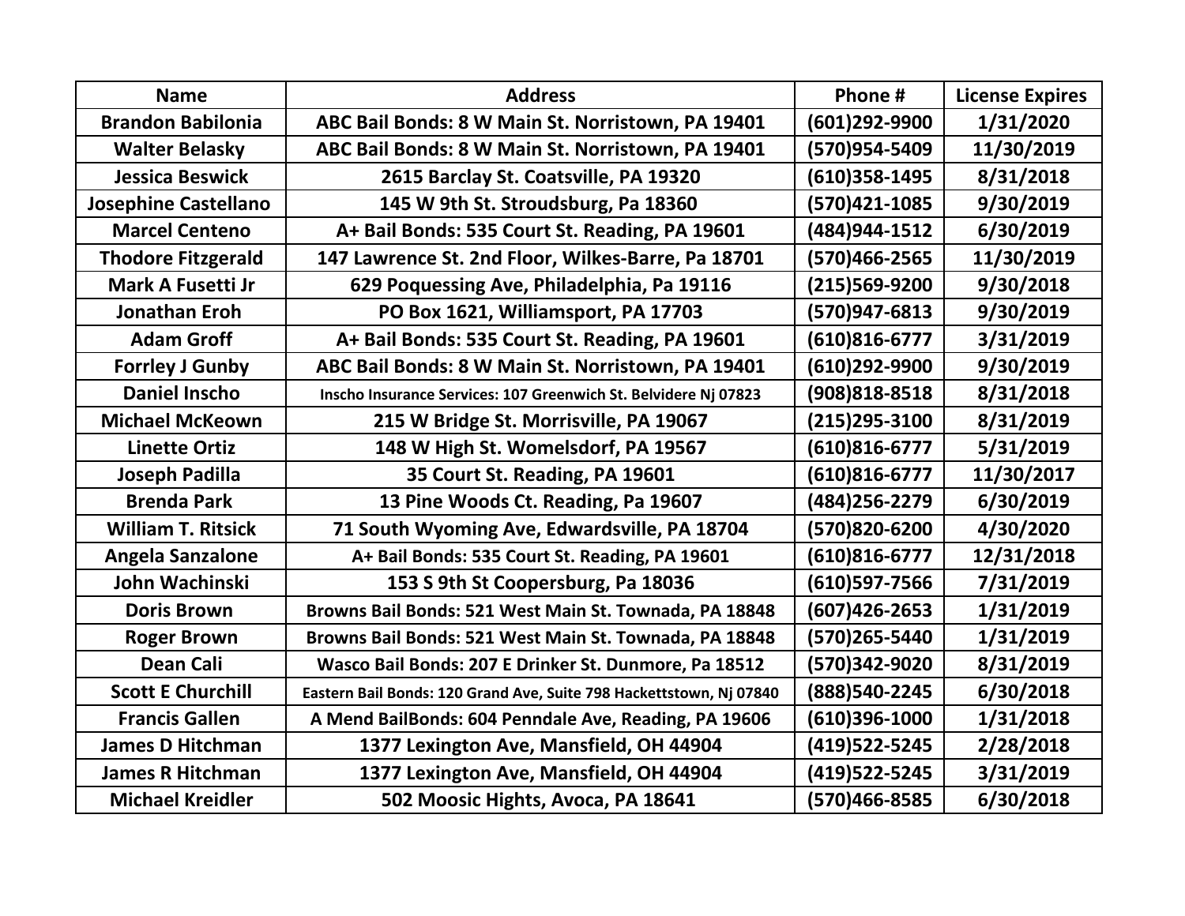| Name | Address | Phone # | License Expires |
|---|---|---|---|
| Brandon Babilonia | ABC Bail Bonds: 8 W Main St. Norristown, PA 19401 | (601)292-9900 | 1/31/2020 |
| Walter Belasky | ABC Bail Bonds: 8 W Main St. Norristown, PA 19401 | (570)954-5409 | 11/30/2019 |
| Jessica Beswick | 2615 Barclay St. Coatsville, PA 19320 | (610)358-1495 | 8/31/2018 |
| Josephine Castellano | 145 W 9th St. Stroudsburg, Pa 18360 | (570)421-1085 | 9/30/2019 |
| Marcel Centeno | A+ Bail Bonds: 535 Court St. Reading, PA 19601 | (484)944-1512 | 6/30/2019 |
| Thodore Fitzgerald | 147 Lawrence St. 2nd Floor, Wilkes-Barre, Pa 18701 | (570)466-2565 | 11/30/2019 |
| Mark A Fusetti Jr | 629 Poquessing Ave, Philadelphia, Pa 19116 | (215)569-9200 | 9/30/2018 |
| Jonathan Eroh | PO Box 1621, Williamsport, PA 17703 | (570)947-6813 | 9/30/2019 |
| Adam Groff | A+ Bail Bonds: 535 Court St. Reading, PA 19601 | (610)816-6777 | 3/31/2019 |
| Forrley J Gunby | ABC Bail Bonds: 8 W Main St. Norristown, PA 19401 | (610)292-9900 | 9/30/2019 |
| Daniel Inscho | Inscho Insurance Services: 107 Greenwich St. Belvidere Nj 07823 | (908)818-8518 | 8/31/2018 |
| Michael McKeown | 215 W Bridge St. Morrisville, PA 19067 | (215)295-3100 | 8/31/2019 |
| Linette Ortiz | 148 W High St. Womelsdorf, PA 19567 | (610)816-6777 | 5/31/2019 |
| Joseph Padilla | 35 Court St. Reading, PA 19601 | (610)816-6777 | 11/30/2017 |
| Brenda Park | 13 Pine Woods Ct. Reading, Pa 19607 | (484)256-2279 | 6/30/2019 |
| William T. Ritsick | 71 South Wyoming Ave, Edwardsville, PA 18704 | (570)820-6200 | 4/30/2020 |
| Angela Sanzalone | A+ Bail Bonds: 535 Court St. Reading, PA 19601 | (610)816-6777 | 12/31/2018 |
| John Wachinski | 153 S 9th St Coopersburg, Pa 18036 | (610)597-7566 | 7/31/2019 |
| Doris Brown | Browns Bail Bonds: 521 West Main St. Townada, PA 18848 | (607)426-2653 | 1/31/2019 |
| Roger Brown | Browns Bail Bonds: 521 West Main St. Townada, PA 18848 | (570)265-5440 | 1/31/2019 |
| Dean Cali | Wasco Bail Bonds: 207 E Drinker St. Dunmore, Pa 18512 | (570)342-9020 | 8/31/2019 |
| Scott E Churchill | Eastern Bail Bonds: 120 Grand Ave, Suite 798 Hackettstown, Nj 07840 | (888)540-2245 | 6/30/2018 |
| Francis Gallen | A Mend BailBonds: 604 Penndale Ave, Reading, PA 19606 | (610)396-1000 | 1/31/2018 |
| James D Hitchman | 1377 Lexington Ave, Mansfield, OH 44904 | (419)522-5245 | 2/28/2018 |
| James R Hitchman | 1377 Lexington Ave, Mansfield, OH 44904 | (419)522-5245 | 3/31/2019 |
| Michael Kreidler | 502 Moosic Hights, Avoca, PA 18641 | (570)466-8585 | 6/30/2018 |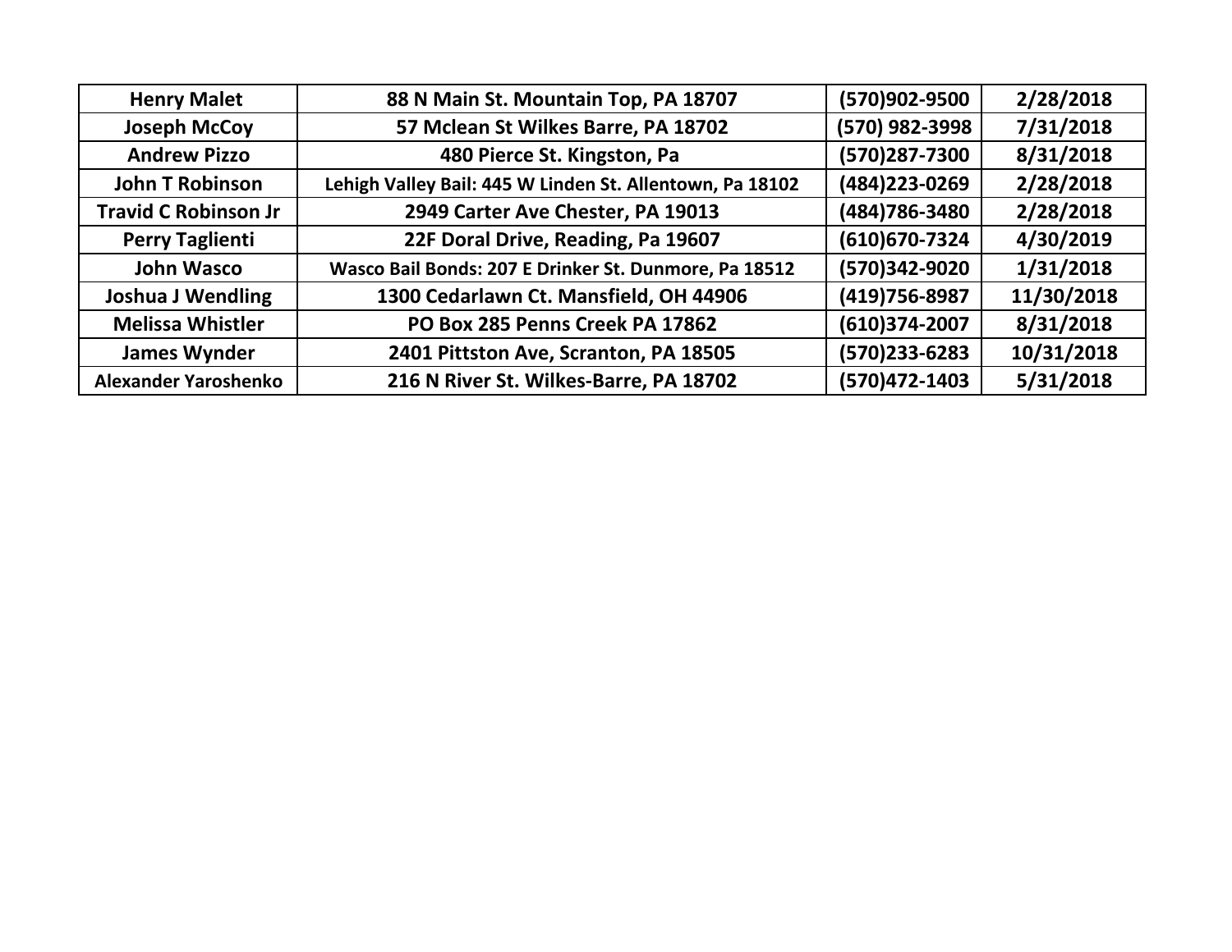| | | | |
|---|---|---|---|
| **Henry Malet** | **88 N Main St. Mountain Top, PA 18707** | **(570)902-9500** | **2/28/2018** |
| **Joseph McCoy** | **57 Mclean St Wilkes Barre, PA 18702** | **(570) 982-3998** | **7/31/2018** |
| **Andrew Pizzo** | **480 Pierce St. Kingston, Pa** | **(570)287-7300** | **8/31/2018** |
| **John T Robinson** | **Lehigh Valley Bail: 445 W Linden St. Allentown, Pa 18102** | **(484)223-0269** | **2/28/2018** |
| **Travid C Robinson Jr** | **2949 Carter Ave Chester, PA 19013** | **(484)786-3480** | **2/28/2018** |
| **Perry Taglienti** | **22F Doral Drive, Reading, Pa 19607** | **(610)670-7324** | **4/30/2019** |
| **John Wasco** | **Wasco Bail Bonds: 207 E Drinker St. Dunmore, Pa 18512** | **(570)342-9020** | **1/31/2018** |
| **Joshua J Wendling** | **1300 Cedarlawn Ct. Mansfield, OH 44906** | **(419)756-8987** | **11/30/2018** |
| **Melissa Whistler** | **PO Box 285 Penns Creek PA 17862** | **(610)374-2007** | **8/31/2018** |
| **James Wynder** | **2401 Pittston Ave, Scranton, PA 18505** | **(570)233-6283** | **10/31/2018** |
| **Alexander Yaroshenko** | **216 N River St. Wilkes-Barre, PA 18702** | **(570)472-1403** | **5/31/2018** |